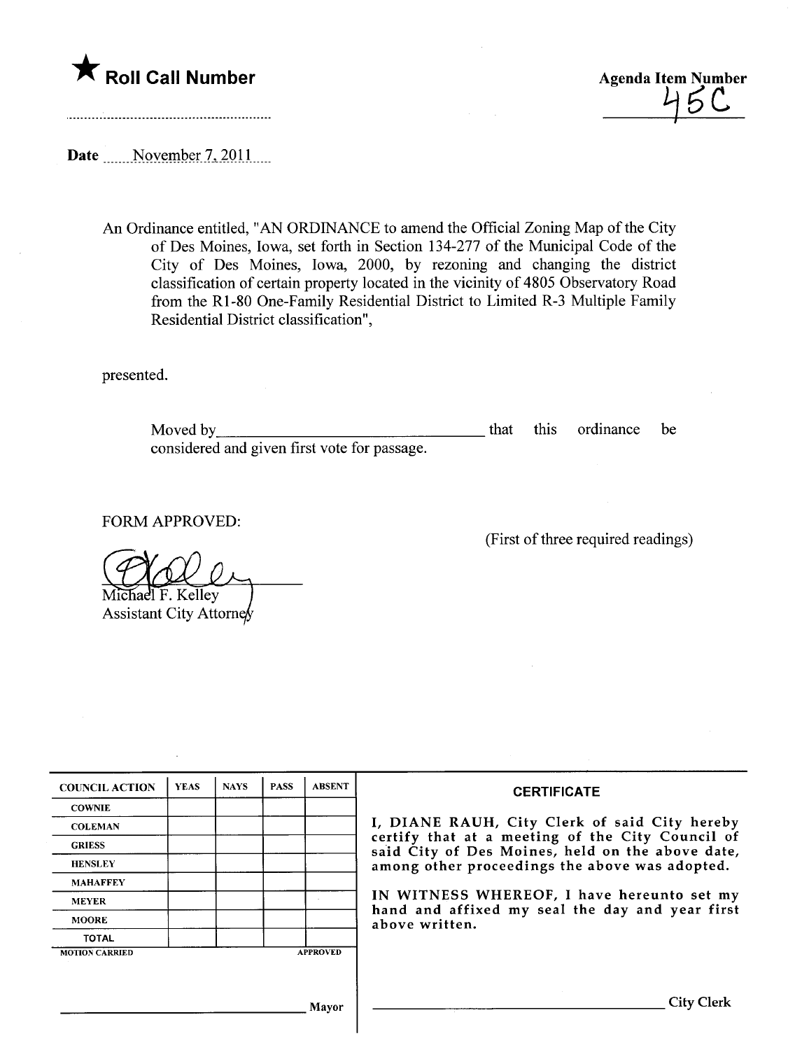★ **Roll Call Number**

**Agenda Item Number**
45C

**Date** November 7, 2011

An Ordinance entitled, "AN ORDINANCE to amend the Official Zoning Map of the City of Des Moines, Iowa, set forth in Section 134-277 of the Municipal Code of the City of Des Moines, Iowa, 2000, by rezoning and changing the district classification of certain property located in the vicinity of 4805 Observatory Road from the R1-80 One-Family Residential District to Limited R-3 Multiple Family Residential District classification",

presented.

Moved by________________________________ that this ordinance be considered and given first vote for passage.

FORM APPROVED:

Michael F. Kelley
Assistant City Attorney

(First of three required readings)

| COUNCIL ACTION | YEAS | NAYS | PASS | ABSENT |
|---|---|---|---|---|
| COWNIE | | | | |
| COLEMAN | | | | |
| GRIESS | | | | |
| HENSLEY | | | | |
| MAHAFFEY | | | | |
| MEYER | | | | |
| MOORE | | | | |
| TOTAL | | | | |
| MOTION CARRIED | | | | APPROVED |

________________________________ Mayor

**CERTIFICATE**

I, DIANE RAUH, City Clerk of said City hereby certify that at a meeting of the City Council of said City of Des Moines, held on the above date, among other proceedings the above was adopted.

IN WITNESS WHEREOF, I have hereunto set my hand and affixed my seal the day and year first above written.

________________________________ City Clerk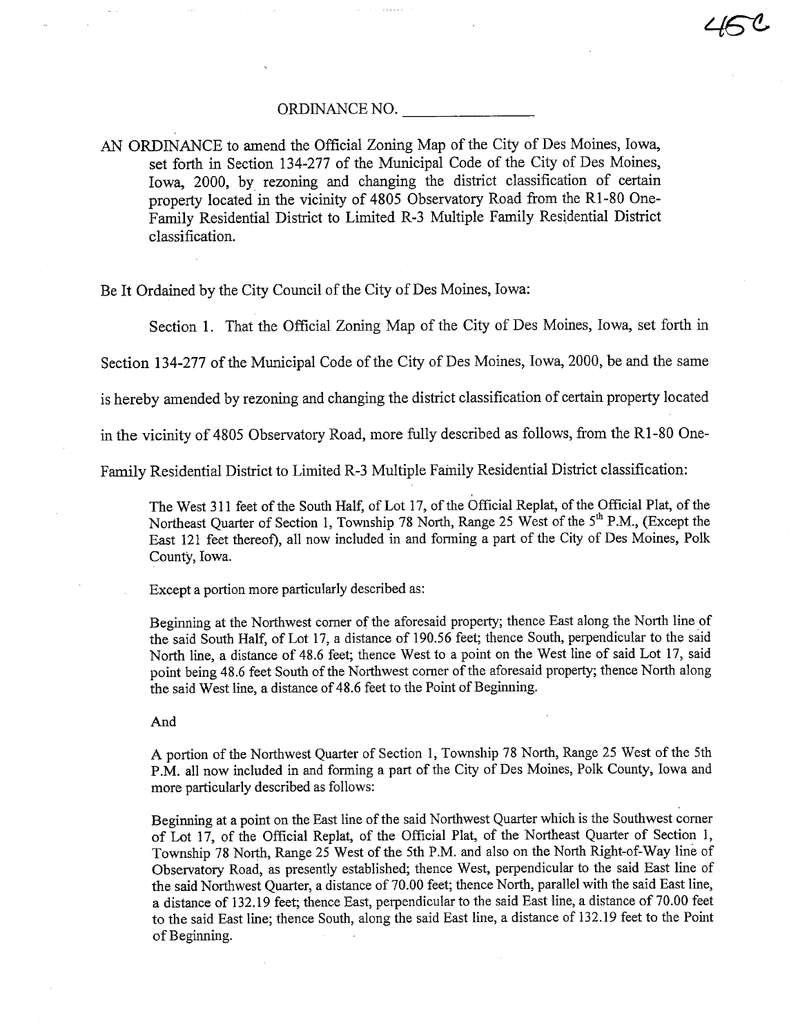45C

ORDINANCE NO. \_\_\_\_\_\_\_\_\_\_\_\_\_\_\_\_

AN ORDINANCE to amend the Official Zoning Map of the City of Des Moines, Iowa, set forth in Section 134-277 of the Municipal Code of the City of Des Moines, Iowa, 2000, by rezoning and changing the district classification of certain property located in the vicinity of 4805 Observatory Road from the R1-80 One-Family Residential District to Limited R-3 Multiple Family Residential District classification.

Be It Ordained by the City Council of the City of Des Moines, Iowa:

Section 1. That the Official Zoning Map of the City of Des Moines, Iowa, set forth in Section 134-277 of the Municipal Code of the City of Des Moines, Iowa, 2000, be and the same is hereby amended by rezoning and changing the district classification of certain property located in the vicinity of 4805 Observatory Road, more fully described as follows, from the R1-80 One-Family Residential District to Limited R-3 Multiple Family Residential District classification:

> The West 311 feet of the South Half, of Lot 17, of the Official Replat, of the Official Plat, of the Northeast Quarter of Section 1, Township 78 North, Range 25 West of the 5th P.M., (Except the East 121 feet thereof), all now included in and forming a part of the City of Des Moines, Polk County, Iowa.
>
> Except a portion more particularly described as:
>
> Beginning at the Northwest corner of the aforesaid property; thence East along the North line of the said South Half, of Lot 17, a distance of 190.56 feet; thence South, perpendicular to the said North line, a distance of 48.6 feet; thence West to a point on the West line of said Lot 17, said point being 48.6 feet South of the Northwest corner of the aforesaid property; thence North along the said West line, a distance of 48.6 feet to the Point of Beginning.
>
> And
>
> A portion of the Northwest Quarter of Section 1, Township 78 North, Range 25 West of the 5th P.M. all now included in and forming a part of the City of Des Moines, Polk County, Iowa and more particularly described as follows:
>
> Beginning at a point on the East line of the said Northwest Quarter which is the Southwest corner of Lot 17, of the Official Replat, of the Official Plat, of the Northeast Quarter of Section 1, Township 78 North, Range 25 West of the 5th P.M. and also on the North Right-of-Way line of Observatory Road, as presently established; thence West, perpendicular to the said East line of the said Northwest Quarter, a distance of 70.00 feet; thence North, parallel with the said East line, a distance of 132.19 feet; thence East, perpendicular to the said East line, a distance of 70.00 feet to the said East line; thence South, along the said East line, a distance of 132.19 feet to the Point of Beginning.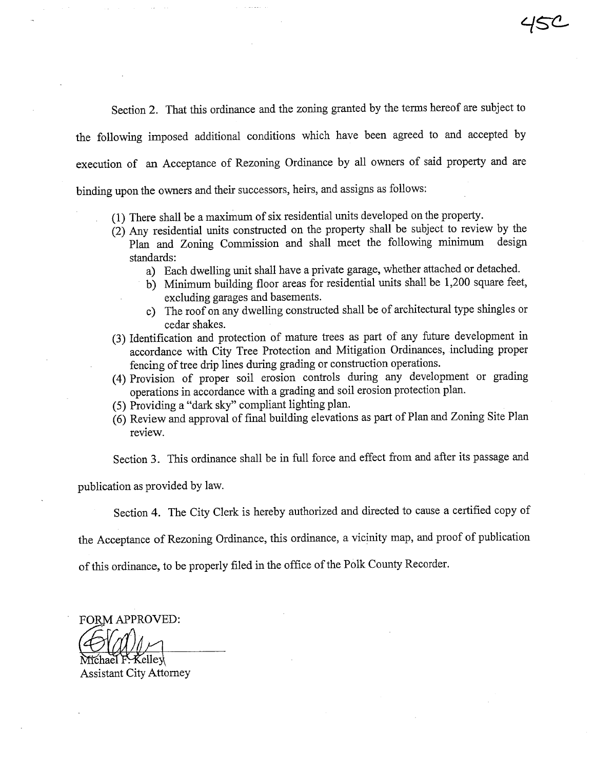45C

Section 2. That this ordinance and the zoning granted by the terms hereof are subject to the following imposed additional conditions which have been agreed to and accepted by execution of an Acceptance of Rezoning Ordinance by all owners of said property and are binding upon the owners and their successors, heirs, and assigns as follows:

(1) There shall be a maximum of six residential units developed on the property.
(2) Any residential units constructed on the property shall be subject to review by the Plan and Zoning Commission and shall meet the following minimum design standards:
   a) Each dwelling unit shall have a private garage, whether attached or detached.
   b) Minimum building floor areas for residential units shall be 1,200 square feet, excluding garages and basements.
   c) The roof on any dwelling constructed shall be of architectural type shingles or cedar shakes.
(3) Identification and protection of mature trees as part of any future development in accordance with City Tree Protection and Mitigation Ordinances, including proper fencing of tree drip lines during grading or construction operations.
(4) Provision of proper soil erosion controls during any development or grading operations in accordance with a grading and soil erosion protection plan.
(5) Providing a "dark sky" compliant lighting plan.
(6) Review and approval of final building elevations as part of Plan and Zoning Site Plan review.

Section 3. This ordinance shall be in full force and effect from and after its passage and publication as provided by law.

Section 4. The City Clerk is hereby authorized and directed to cause a certified copy of the Acceptance of Rezoning Ordinance, this ordinance, a vicinity map, and proof of publication of this ordinance, to be properly filed in the office of the Polk County Recorder.

FORM APPROVED:

Michael F. Kelley
Assistant City Attorney